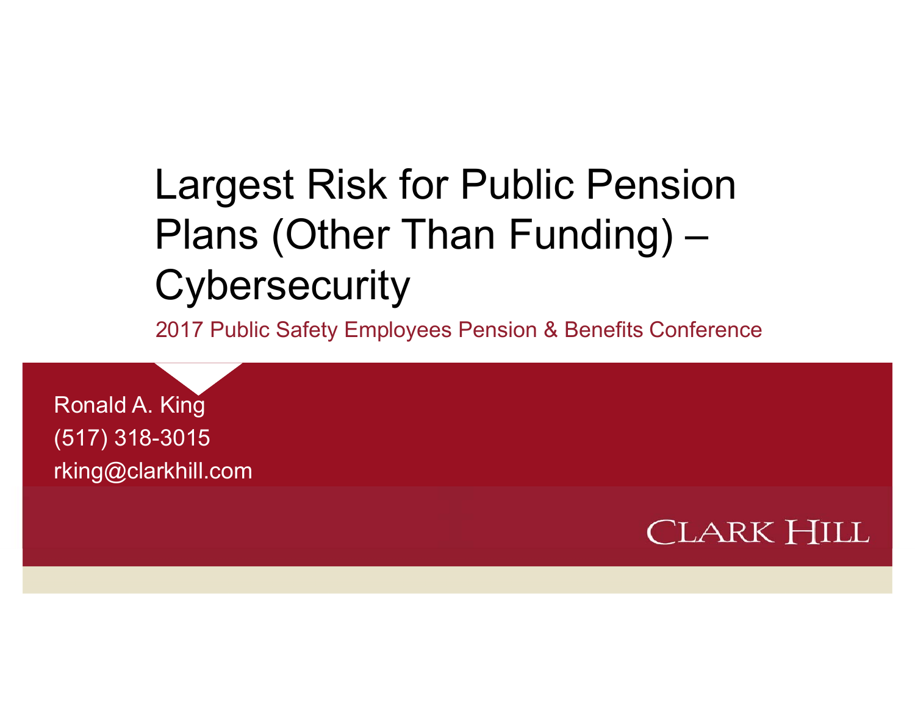# Largest Risk for Public Pension Plans (Other Than Funding) – Cybersecurity

2017 Public Safety Employees Pension & Benefits Conference

Ronald A. King
(517) 318-3015
rking@clarkhill.com

CLARK HILL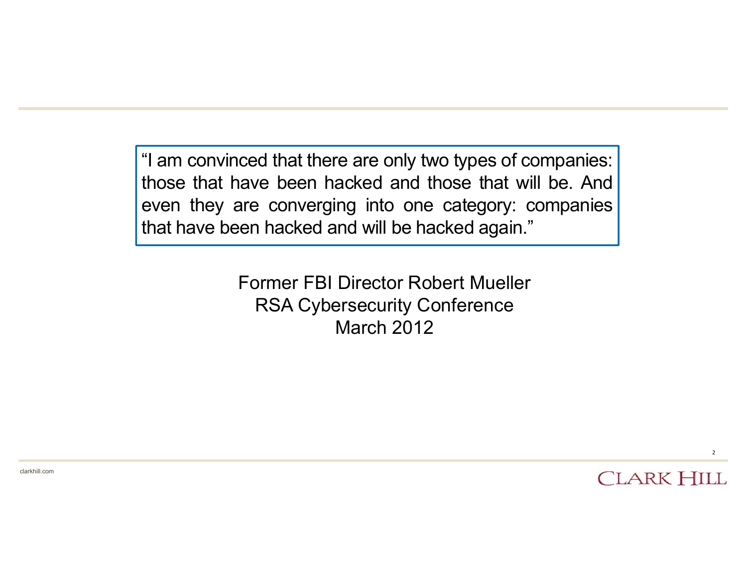> "I am convinced that there are only two types of companies: those that have been hacked and those that will be. And even they are converging into one category: companies that have been hacked and will be hacked again."

Former FBI Director Robert Mueller
RSA Cybersecurity Conference
March 2012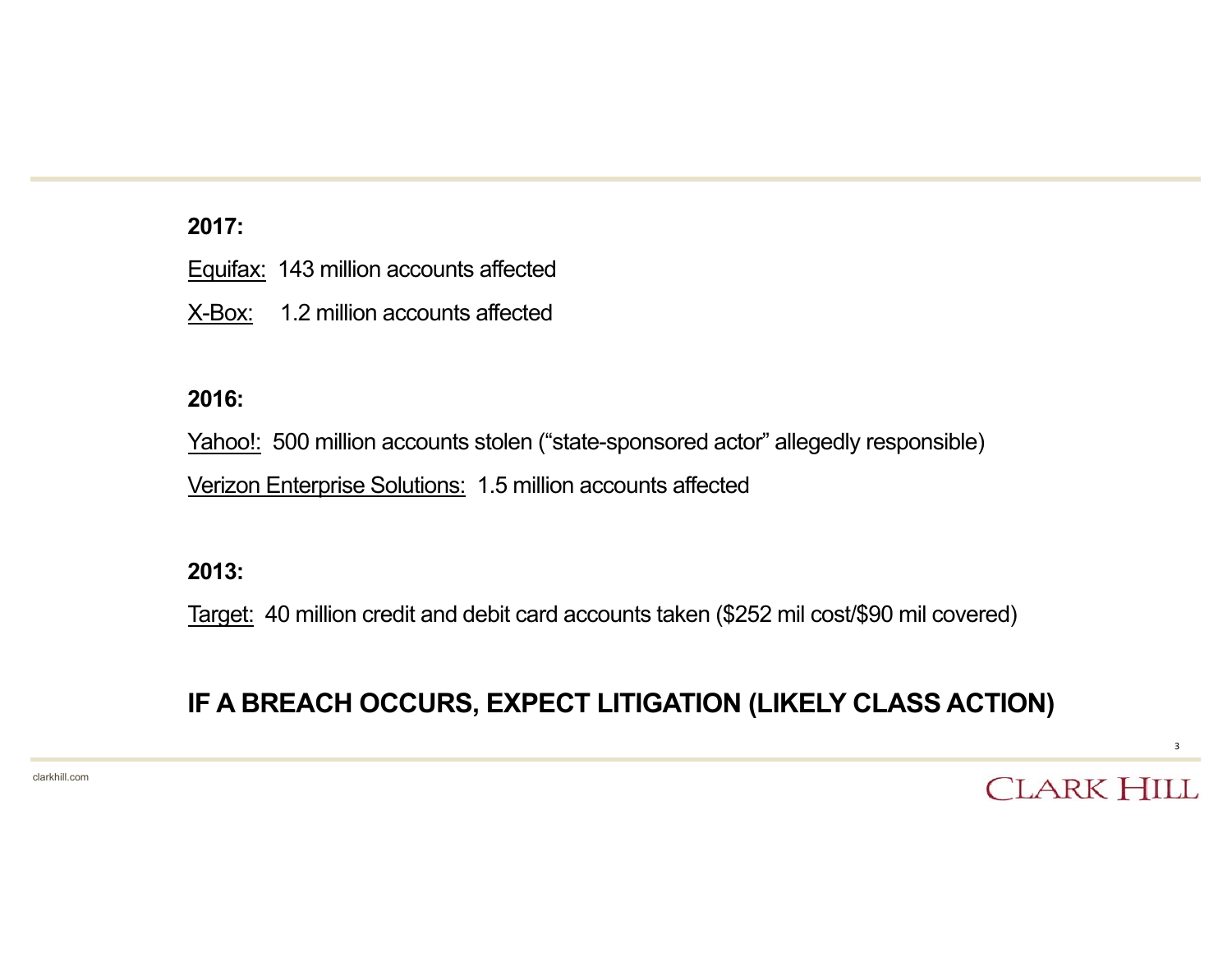**2017:**

Equifax: 143 million accounts affected

X-Box: 1.2 million accounts affected

**2016:**

Yahoo!: 500 million accounts stolen ("state-sponsored actor" allegedly responsible)

Verizon Enterprise Solutions: 1.5 million accounts affected

**2013:**

Target: 40 million credit and debit card accounts taken ($252 mil cost/$90 mil covered)

**IF A BREACH OCCURS, EXPECT LITIGATION (LIKELY CLASS ACTION)**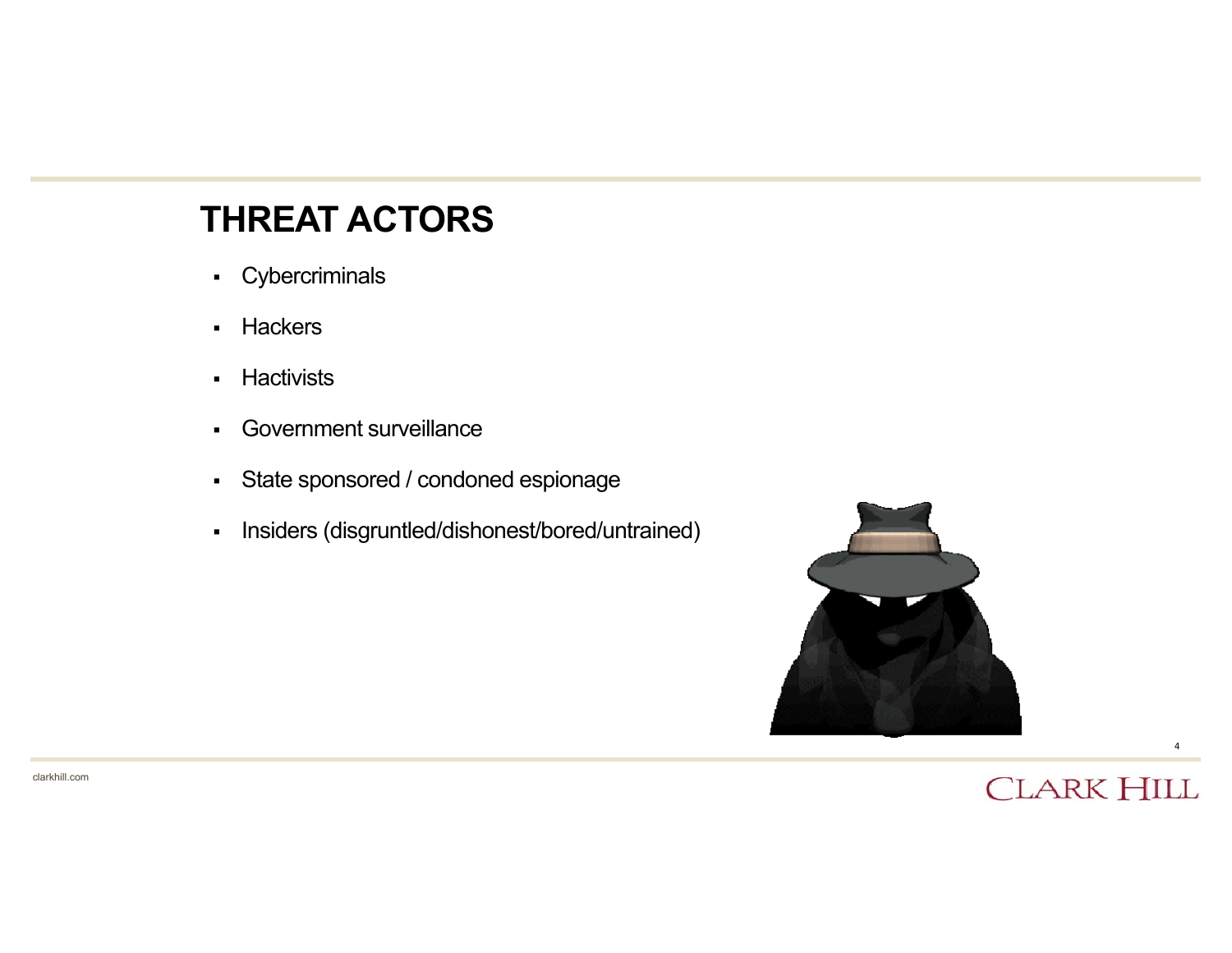# THREAT ACTORS

- Cybercriminals
- Hackers
- Hactivists
- Government surveillance
- State sponsored / condoned espionage
- Insiders (disgruntled/dishonest/bored/untrained)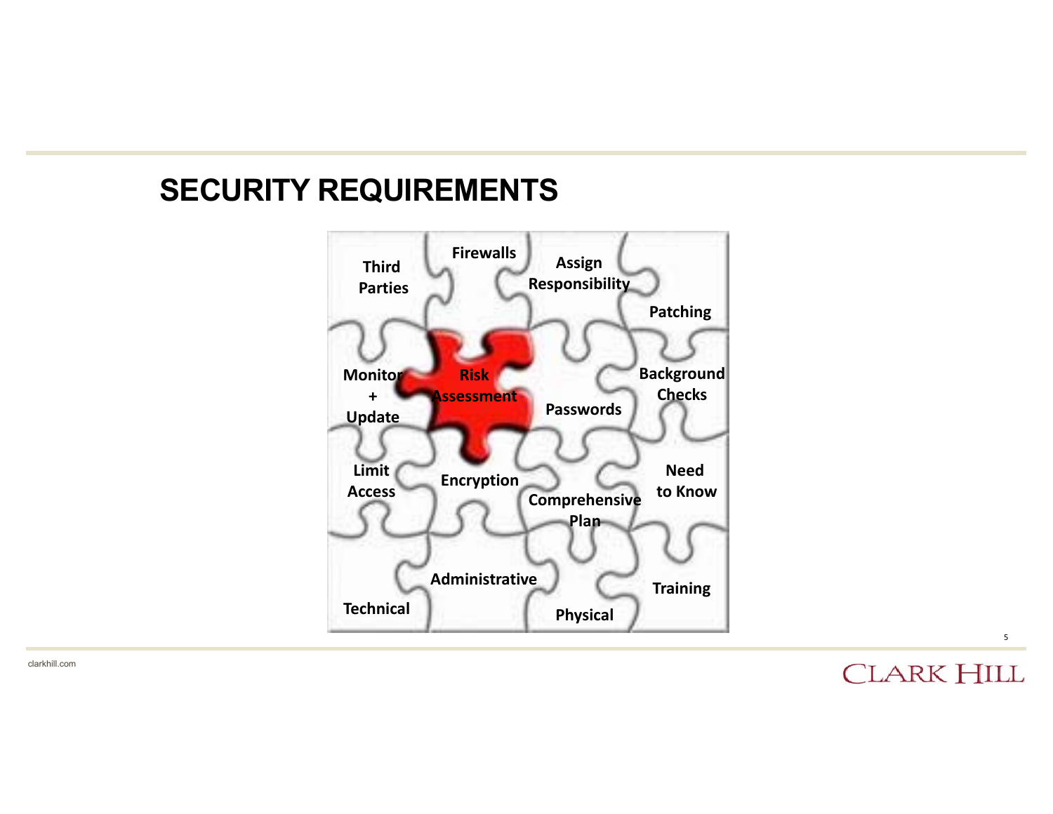## SECURITY REQUIREMENTS

- Third Parties
- Firewalls
- Assign Responsibility
- Patching
- Monitor + Update
- Risk Assessment
- Passwords
- Background Checks
- Limit Access
- Encryption
- Comprehensive Plan
- Need to Know
- Technical
- Administrative
- Physical
- Training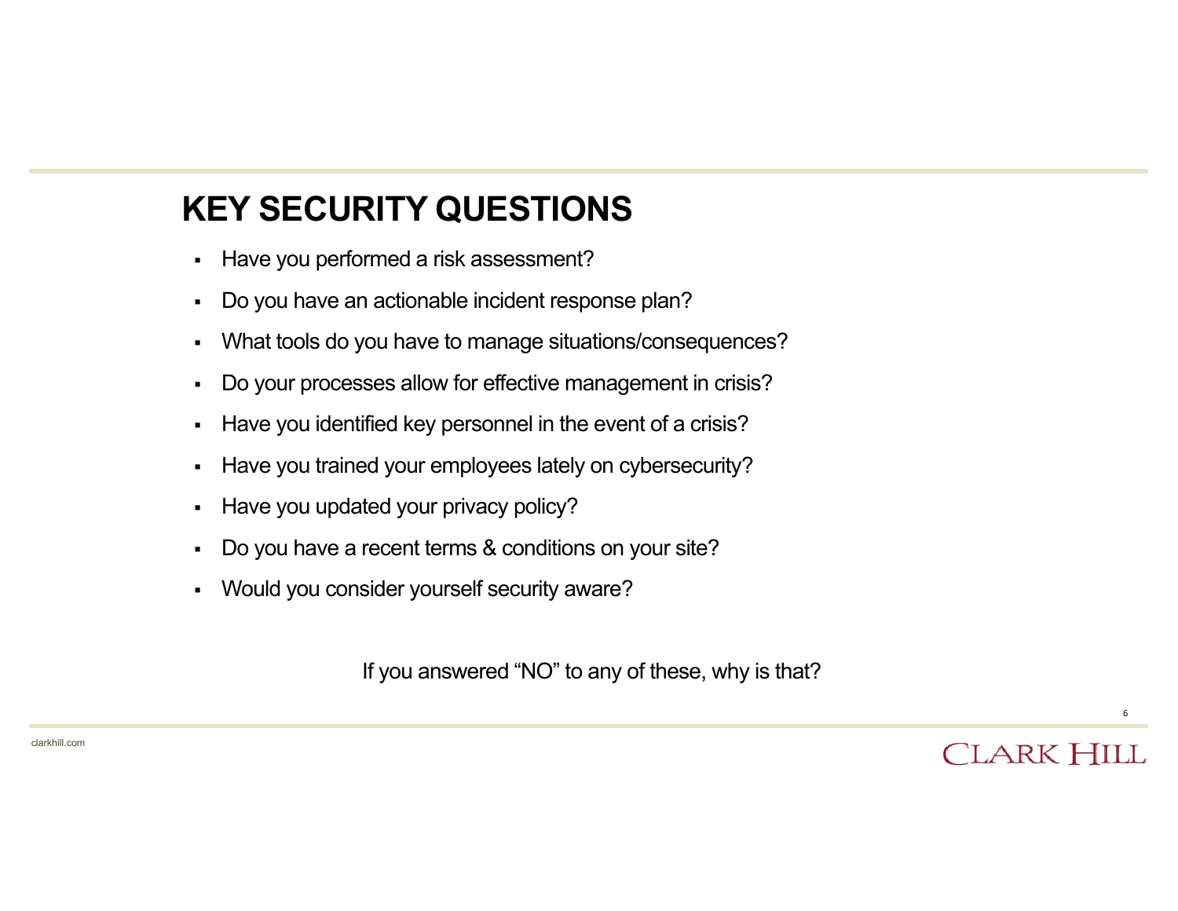## KEY SECURITY QUESTIONS

- Have you performed a risk assessment?
- Do you have an actionable incident response plan?
- What tools do you have to manage situations/consequences?
- Do your processes allow for effective management in crisis?
- Have you identified key personnel in the event of a crisis?
- Have you trained your employees lately on cybersecurity?
- Have you updated your privacy policy?
- Do you have a recent terms & conditions on your site?
- Would you consider yourself security aware?

If you answered “NO” to any of these, why is that?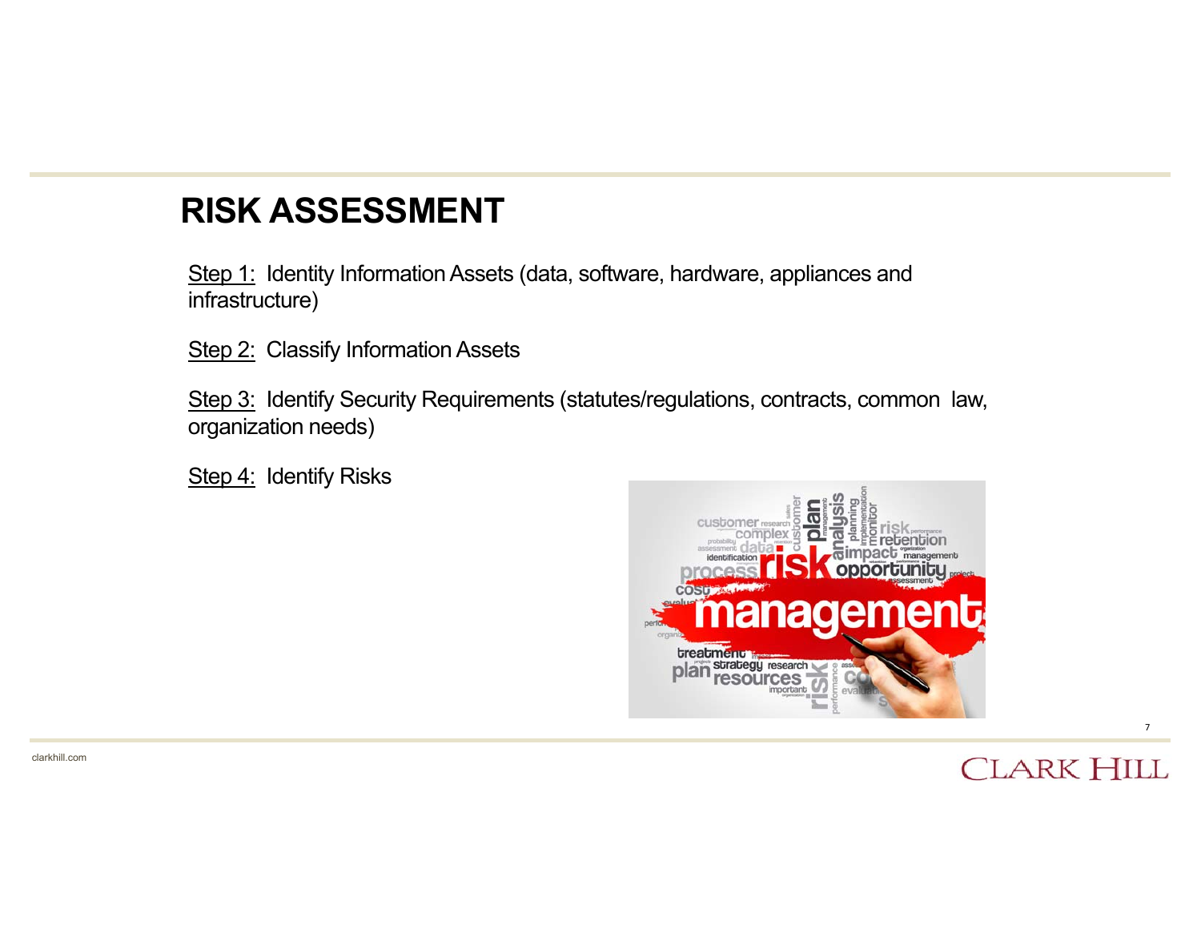# RISK ASSESSMENT

Step 1: Identity Information Assets (data, software, hardware, appliances and infrastructure)

Step 2: Classify Information Assets

Step 3: Identify Security Requirements (statutes/regulations, contracts, common law, organization needs)

Step 4: Identify Risks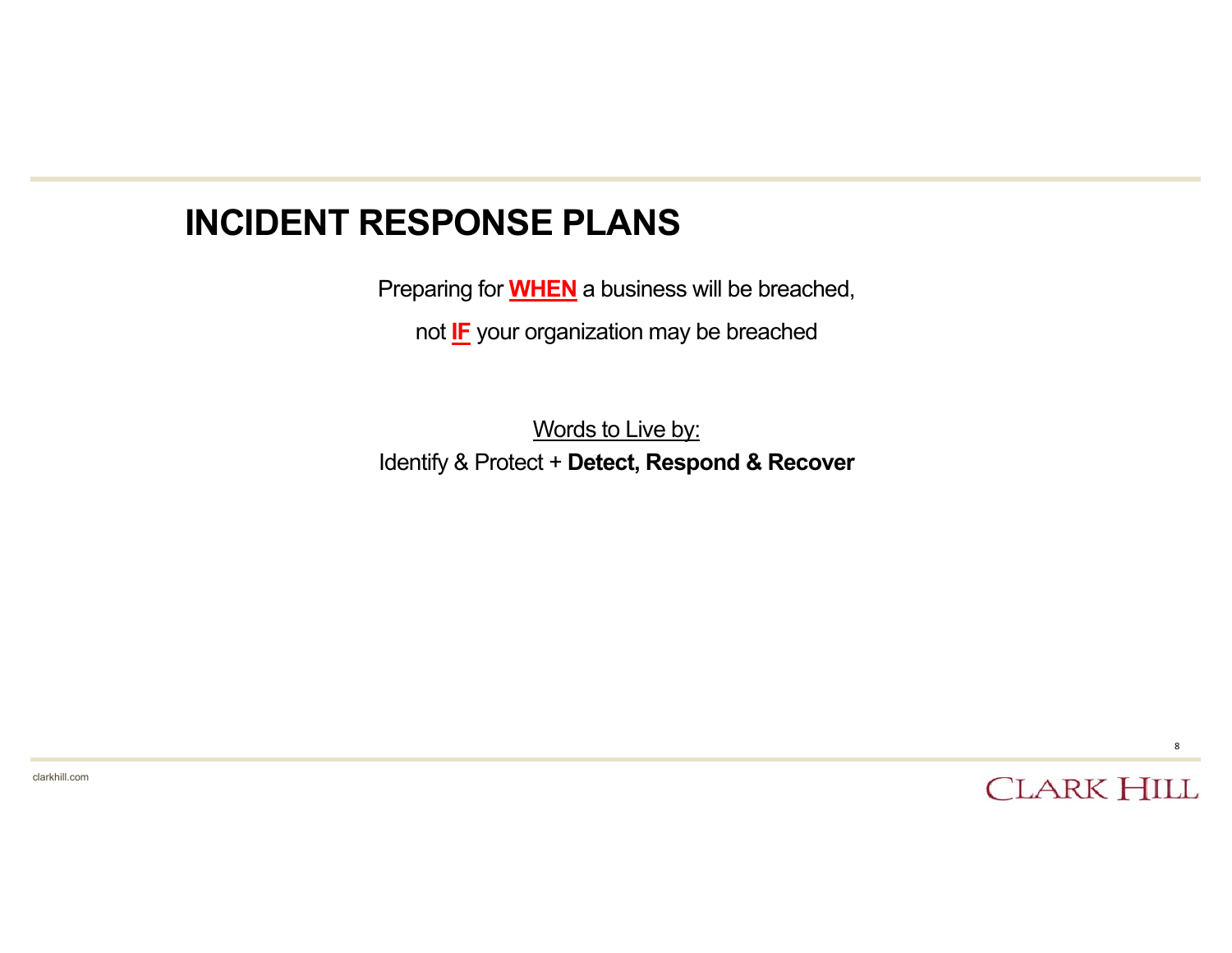# INCIDENT RESPONSE PLANS

Preparing for **<u>WHEN</u>** a business will be breached,

not **<u>IF</u>** your organization may be breached

<u>Words to Live by:</u>

Identify & Protect + **Detect, Respond & Recover**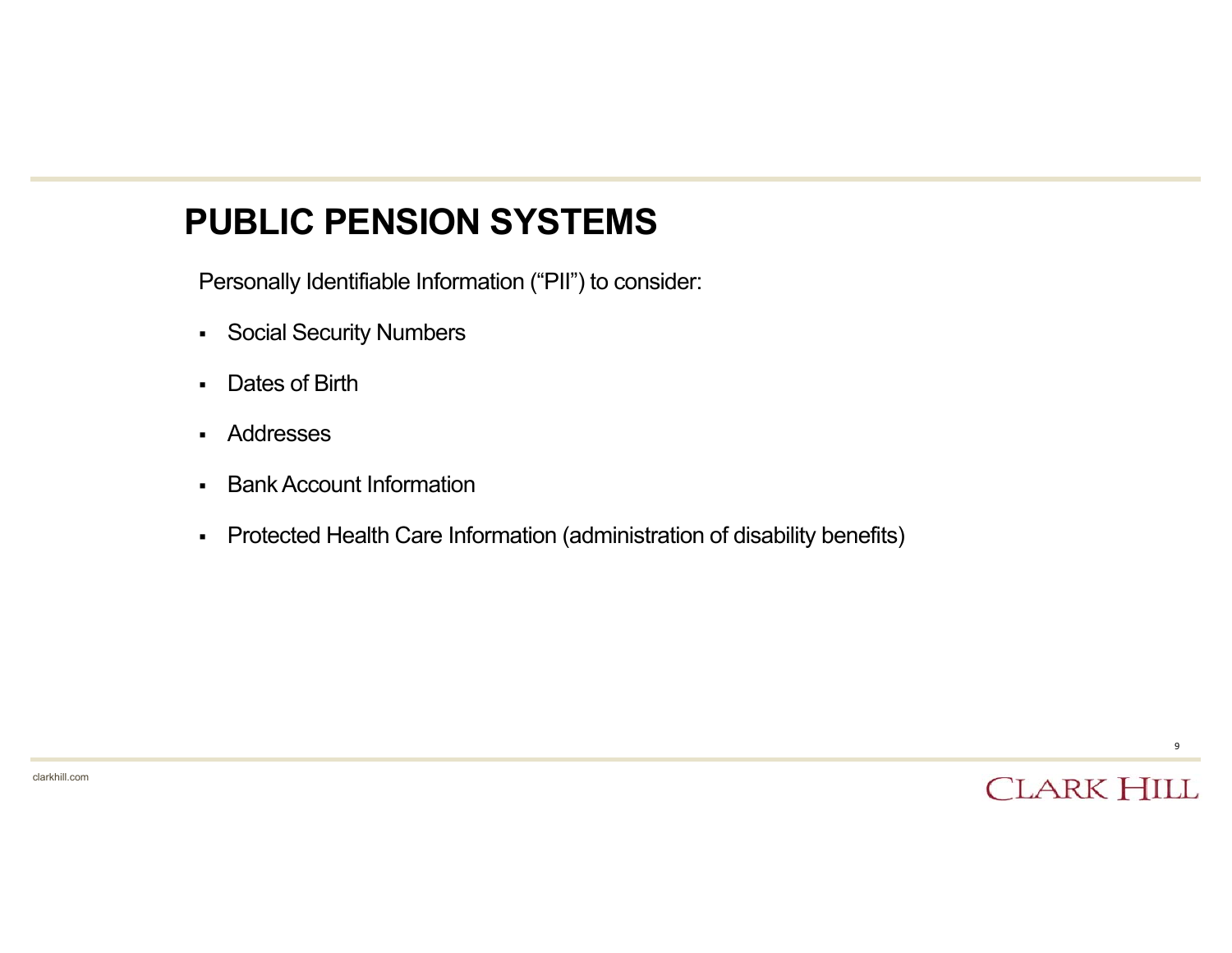# PUBLIC PENSION SYSTEMS

Personally Identifiable Information ("PII") to consider:

- Social Security Numbers
- Dates of Birth
- Addresses
- Bank Account Information
- Protected Health Care Information (administration of disability benefits)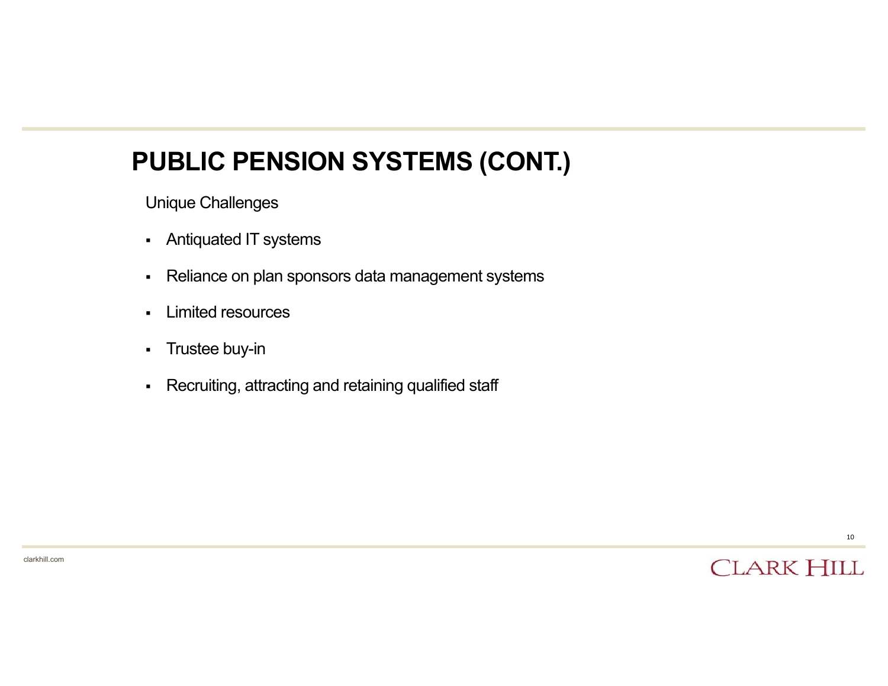# PUBLIC PENSION SYSTEMS (CONT.)

Unique Challenges

- Antiquated IT systems
- Reliance on plan sponsors data management systems
- Limited resources
- Trustee buy-in
- Recruiting, attracting and retaining qualified staff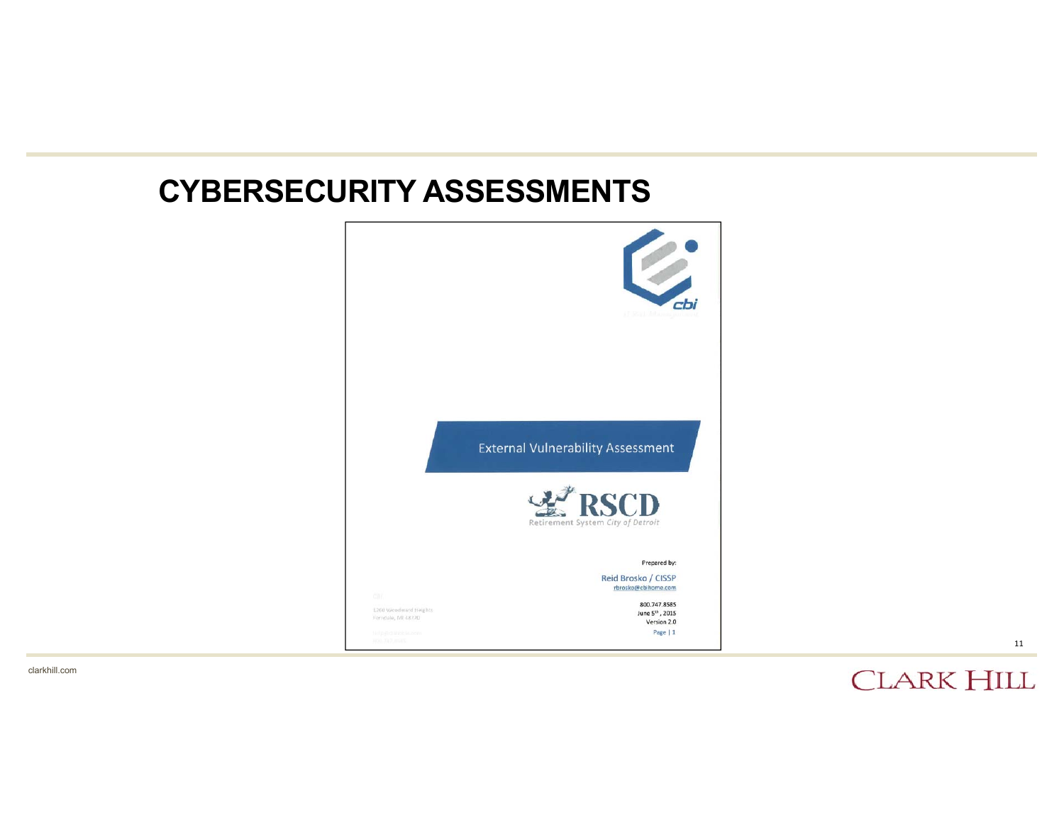# CYBERSECURITY ASSESSMENTS

cbi

External Vulnerability Assessment

RSCD

Retirement System City of Detroit

Prepared by:

Reid Brosko / CISSP
rbrosko@cbihome.com

800.747.8585
June 5th, 2015
Version 2.0
Page | 1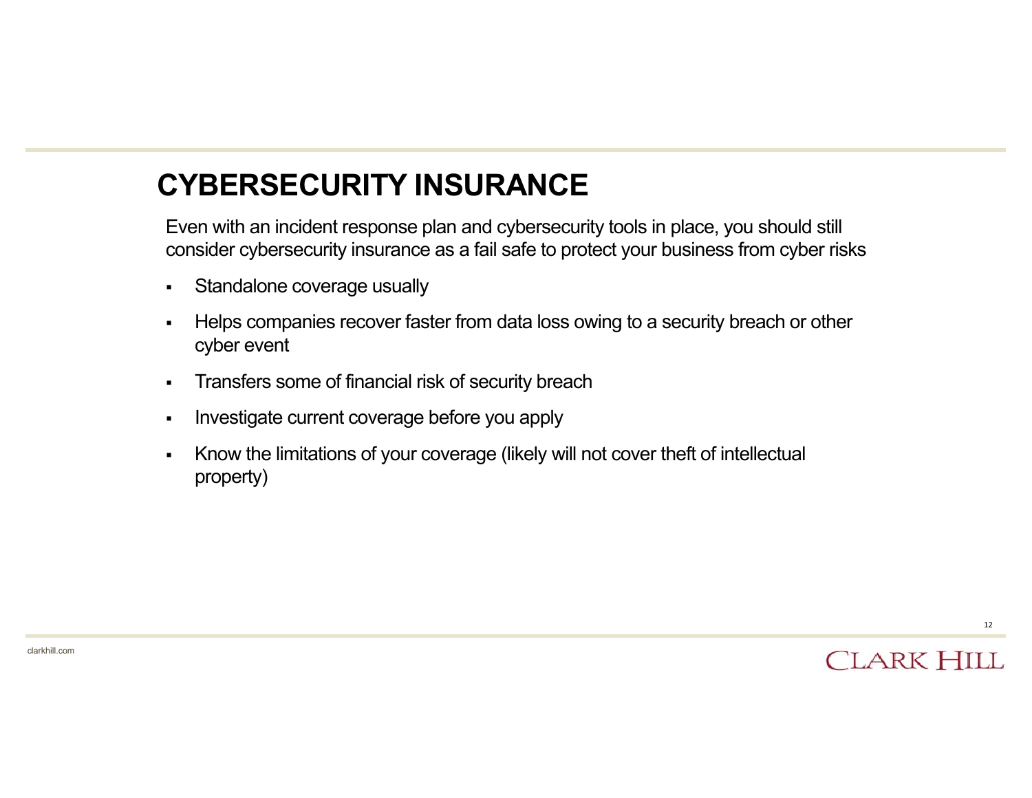# CYBERSECURITY INSURANCE

Even with an incident response plan and cybersecurity tools in place, you should still consider cybersecurity insurance as a fail safe to protect your business from cyber risks

- Standalone coverage usually
- Helps companies recover faster from data loss owing to a security breach or other cyber event
- Transfers some of financial risk of security breach
- Investigate current coverage before you apply
- Know the limitations of your coverage (likely will not cover theft of intellectual property)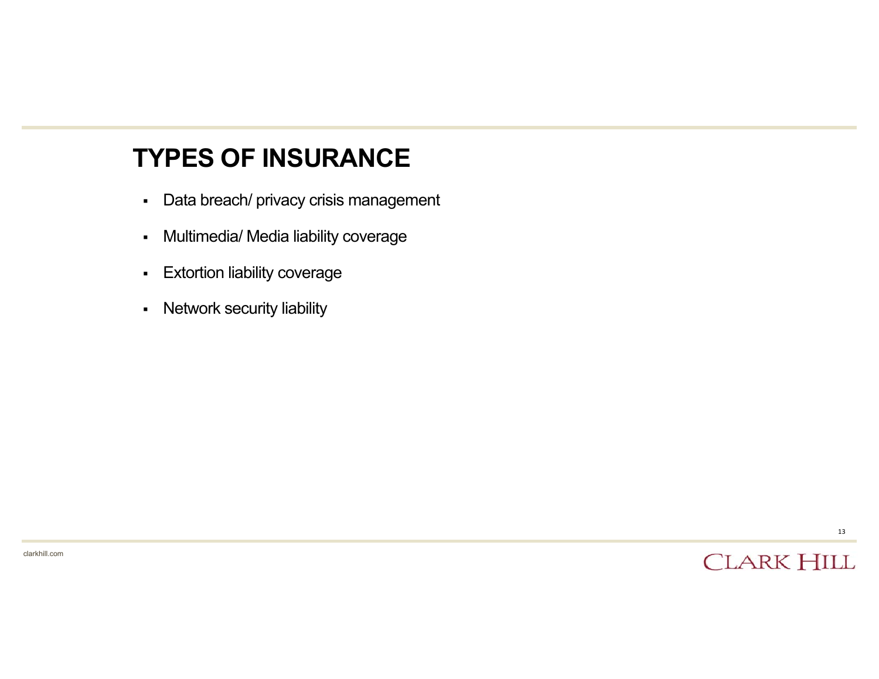## TYPES OF INSURANCE

- Data breach/ privacy crisis management
- Multimedia/ Media liability coverage
- Extortion liability coverage
- Network security liability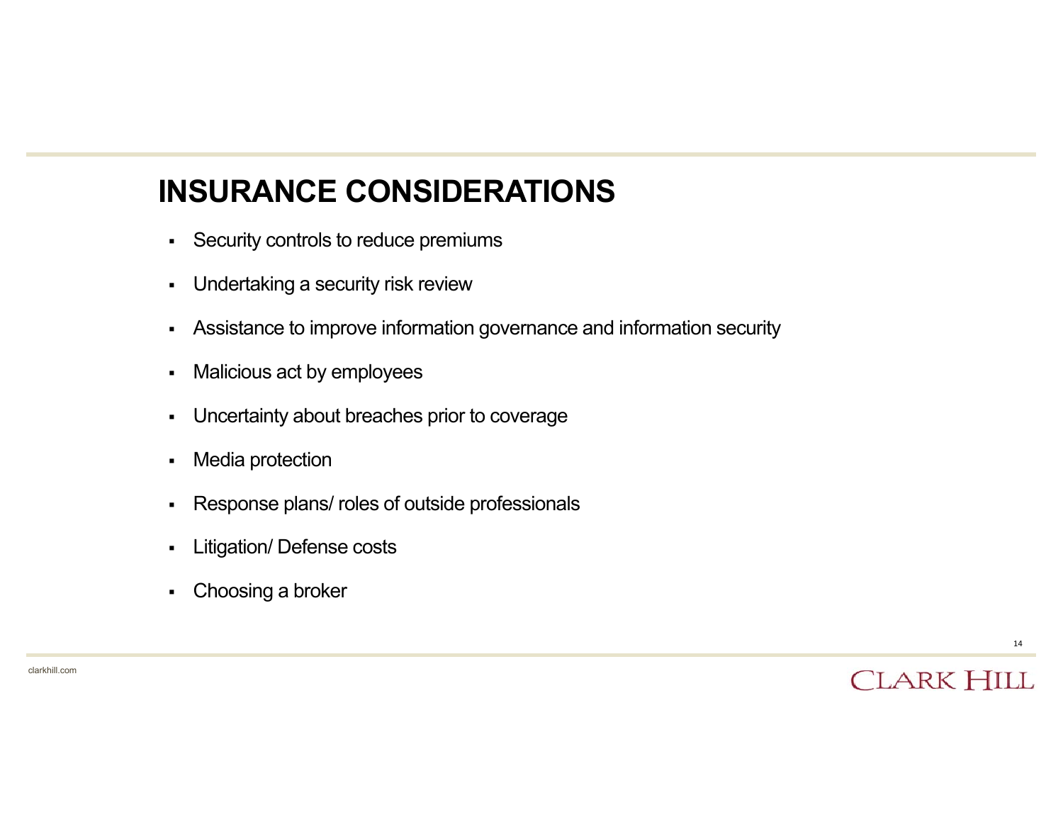# INSURANCE CONSIDERATIONS

- Security controls to reduce premiums
- Undertaking a security risk review
- Assistance to improve information governance and information security
- Malicious act by employees
- Uncertainty about breaches prior to coverage
- Media protection
- Response plans/ roles of outside professionals
- Litigation/ Defense costs
- Choosing a broker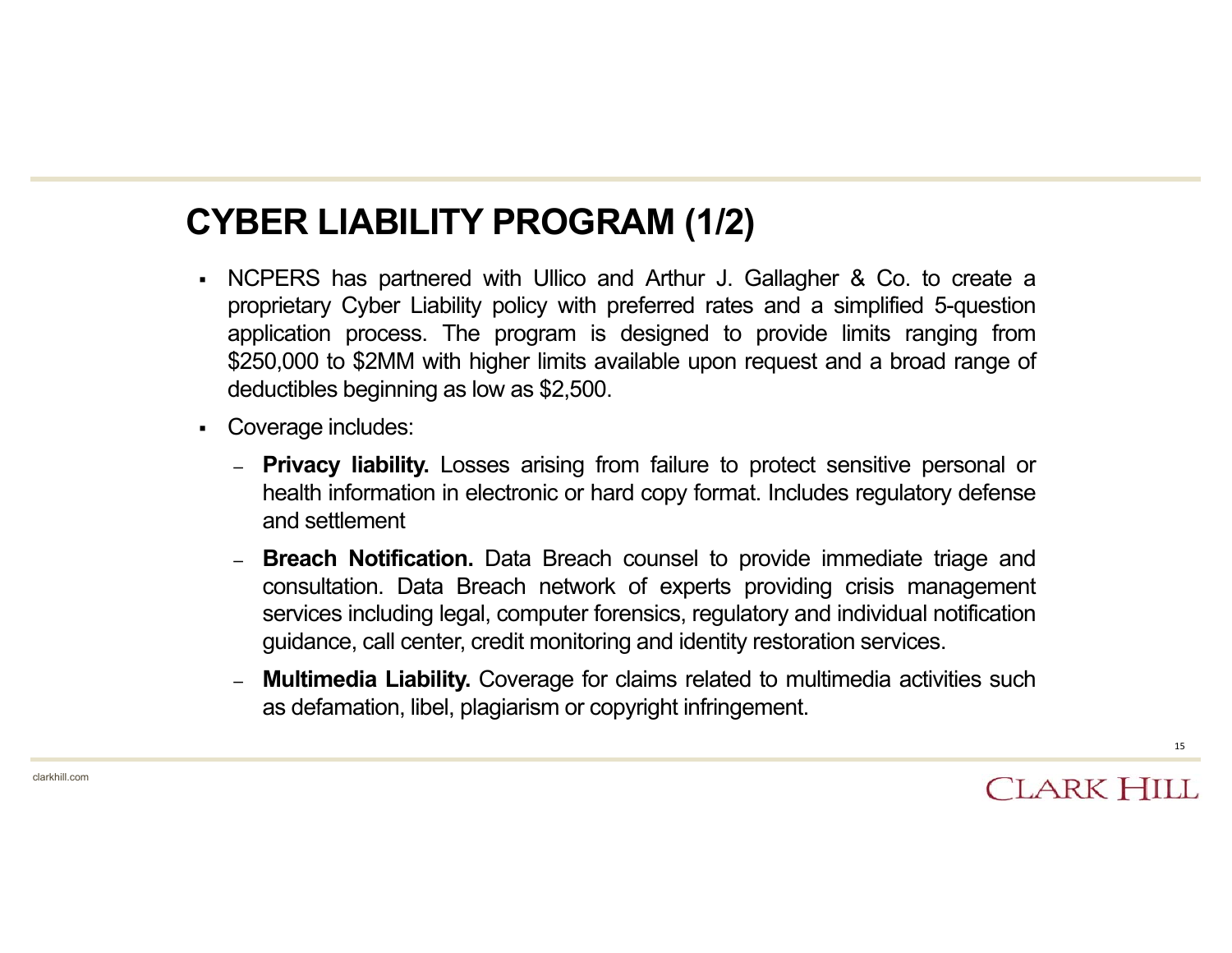# CYBER LIABILITY PROGRAM (1/2)

- NCPERS has partnered with Ullico and Arthur J. Gallagher & Co. to create a proprietary Cyber Liability policy with preferred rates and a simplified 5-question application process. The program is designed to provide limits ranging from $250,000 to $2MM with higher limits available upon request and a broad range of deductibles beginning as low as $2,500.
- Coverage includes:
  - **Privacy liability.** Losses arising from failure to protect sensitive personal or health information in electronic or hard copy format. Includes regulatory defense and settlement
  - **Breach Notification.** Data Breach counsel to provide immediate triage and consultation. Data Breach network of experts providing crisis management services including legal, computer forensics, regulatory and individual notification guidance, call center, credit monitoring and identity restoration services.
  - **Multimedia Liability.** Coverage for claims related to multimedia activities such as defamation, libel, plagiarism or copyright infringement.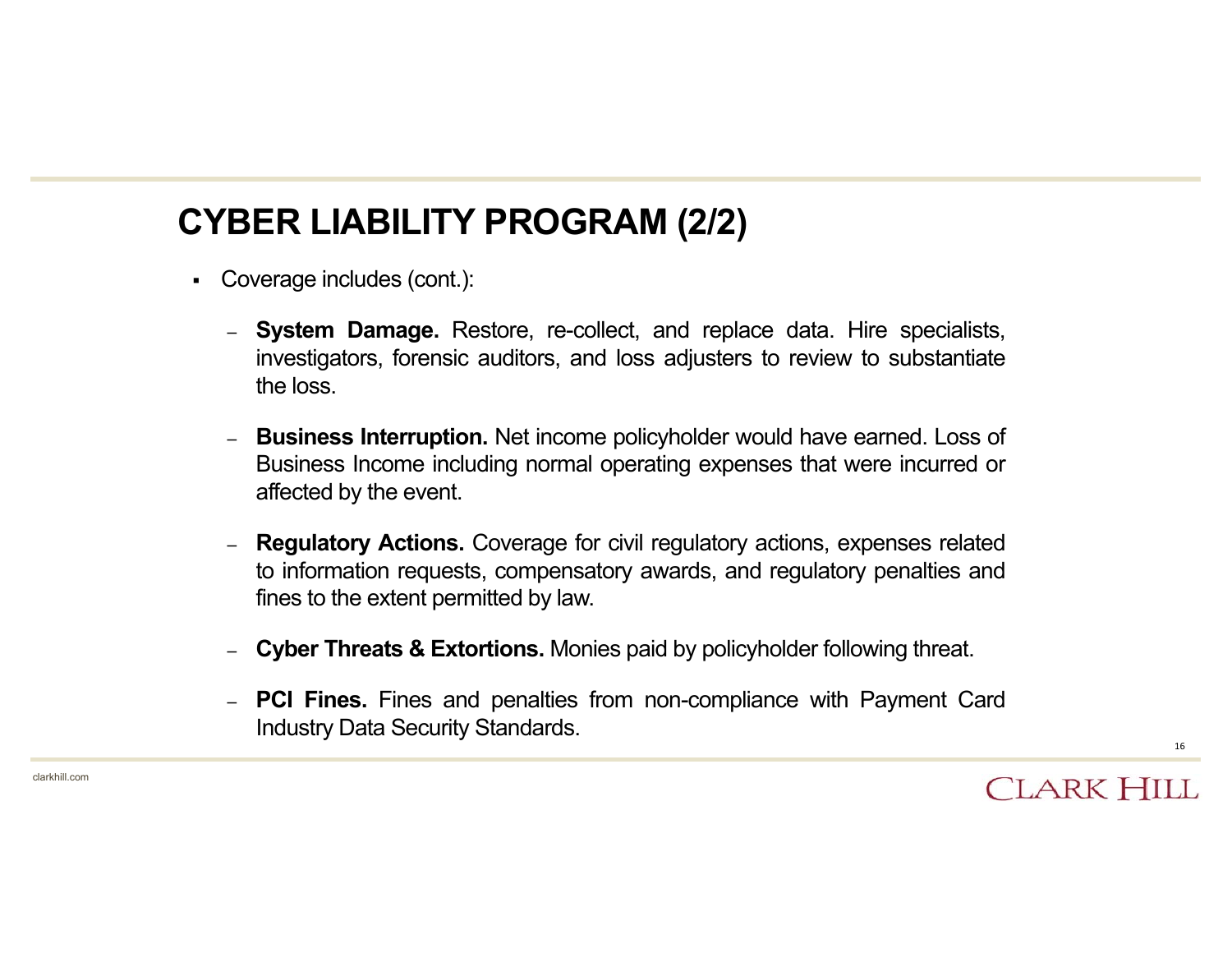# CYBER LIABILITY PROGRAM (2/2)

- Coverage includes (cont.):
  - **System Damage.** Restore, re-collect, and replace data. Hire specialists, investigators, forensic auditors, and loss adjusters to review to substantiate the loss.
  - **Business Interruption.** Net income policyholder would have earned. Loss of Business Income including normal operating expenses that were incurred or affected by the event.
  - **Regulatory Actions.** Coverage for civil regulatory actions, expenses related to information requests, compensatory awards, and regulatory penalties and fines to the extent permitted by law.
  - **Cyber Threats & Extortions.** Monies paid by policyholder following threat.
  - **PCI Fines.** Fines and penalties from non-compliance with Payment Card Industry Data Security Standards.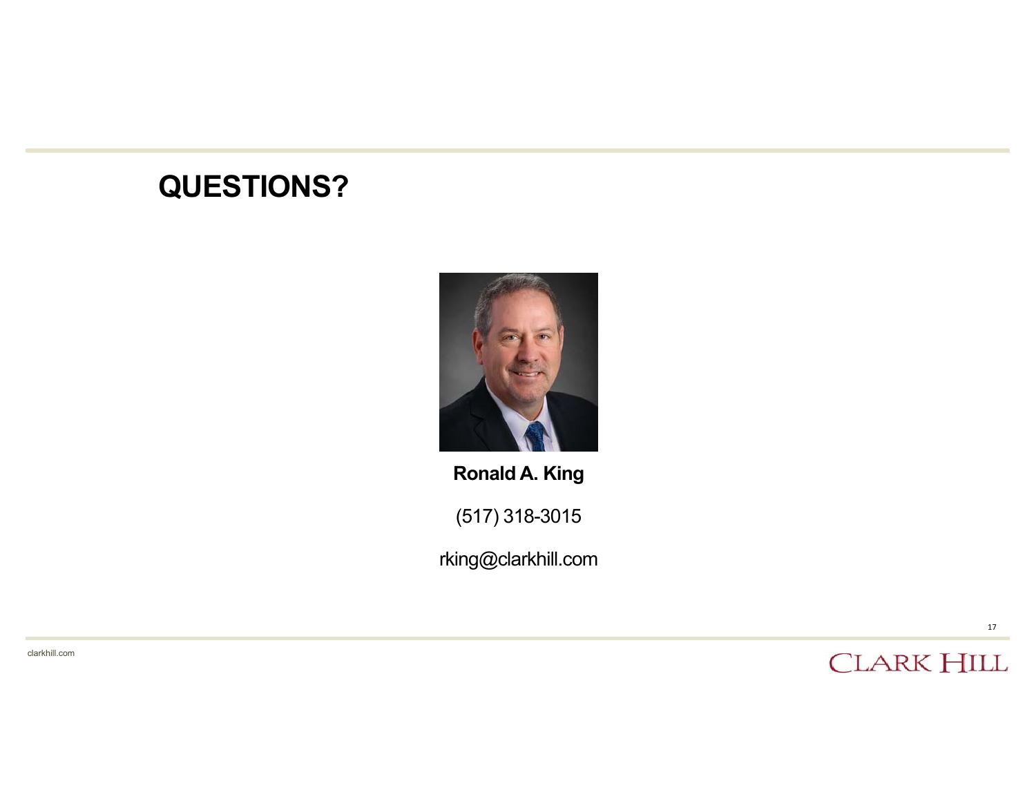# QUESTIONS?

**Ronald A. King**

(517) 318-3015

rking@clarkhill.com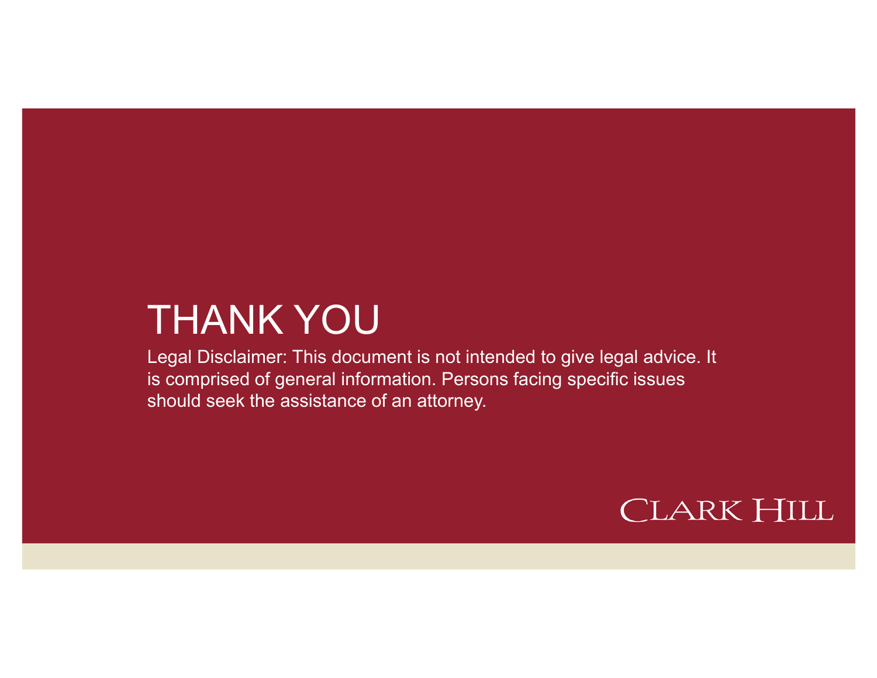# THANK YOU

Legal Disclaimer: This document is not intended to give legal advice. It is comprised of general information. Persons facing specific issues should seek the assistance of an attorney.

CLARK HILL